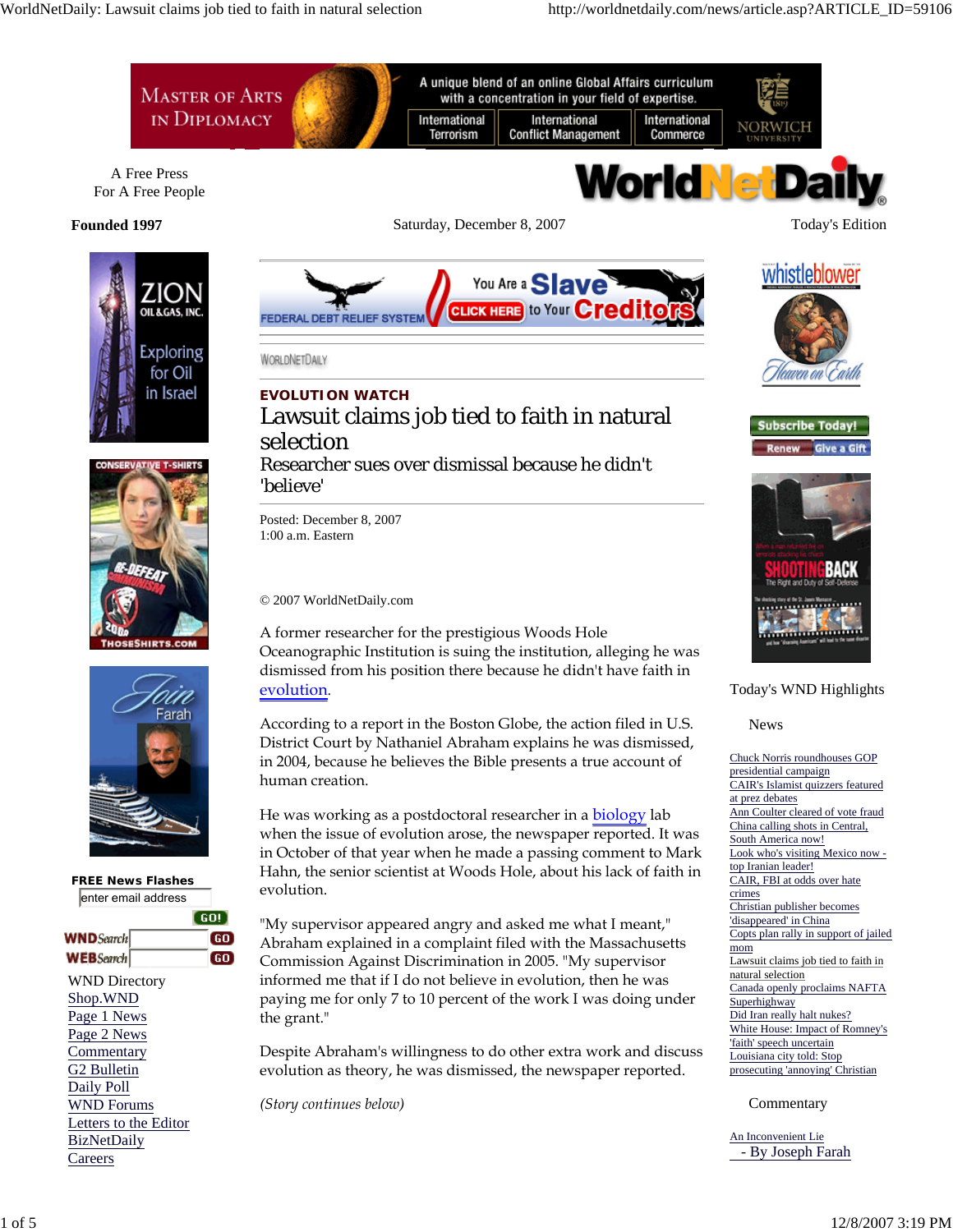A Free Press
For A Free People

**Founded 1997**

Saturday, December 8, 2007

Today's Edition

**EVOLUTION WATCH**

# Lawsuit claims job tied to faith in natural selection

## Researcher sues over dismissal because he didn't 'believe'

Posted: December 8, 2007
1:00 a.m. Eastern

© 2007 WorldNetDaily.com

A former researcher for the prestigious Woods Hole Oceanographic Institution is suing the institution, alleging he was dismissed from his position there because he didn't have faith in evolution.

According to a report in the Boston Globe, the action filed in U.S. District Court by Nathaniel Abraham explains he was dismissed, in 2004, because he believes the Bible presents a true account of human creation.

He was working as a postdoctoral researcher in a biology lab when the issue of evolution arose, the newspaper reported. It was in October of that year when he made a passing comment to Mark Hahn, the senior scientist at Woods Hole, about his lack of faith in evolution.

"My supervisor appeared angry and asked me what I meant," Abraham explained in a complaint filed with the Massachusetts Commission Against Discrimination in 2005. "My supervisor informed me that if I do not believe in evolution, then he was paying me for only 7 to 10 percent of the work I was doing under the grant."

Despite Abraham's willingness to do other extra work and discuss evolution as theory, he was dismissed, the newspaper reported.

*(Story continues below)*

FREE News Flashes

WND Directory
- Shop.WND
- Page 1 News
- Page 2 News
- Commentary
- G2 Bulletin
- Daily Poll
- WND Forums
- Letters to the Editor
- BizNetDaily
- Careers

Today's WND Highlights

News

- Chuck Norris roundhouses GOP presidential campaign
- CAIR's Islamist quizzers featured at prez debates
- Ann Coulter cleared of vote fraud
- China calling shots in Central, South America now!
- Look who's visiting Mexico now - top Iranian leader!
- CAIR, FBI at odds over hate crimes
- Christian publisher becomes 'disappeared' in China
- Copts plan rally in support of jailed mom
- Lawsuit claims job tied to faith in natural selection
- Canada openly proclaims NAFTA Superhighway
- Did Iran really halt nukes?
- White House: Impact of Romney's 'faith' speech uncertain
- Louisiana city told: Stop prosecuting 'annoying' Christian

Commentary

- An Inconvenient Lie - By Joseph Farah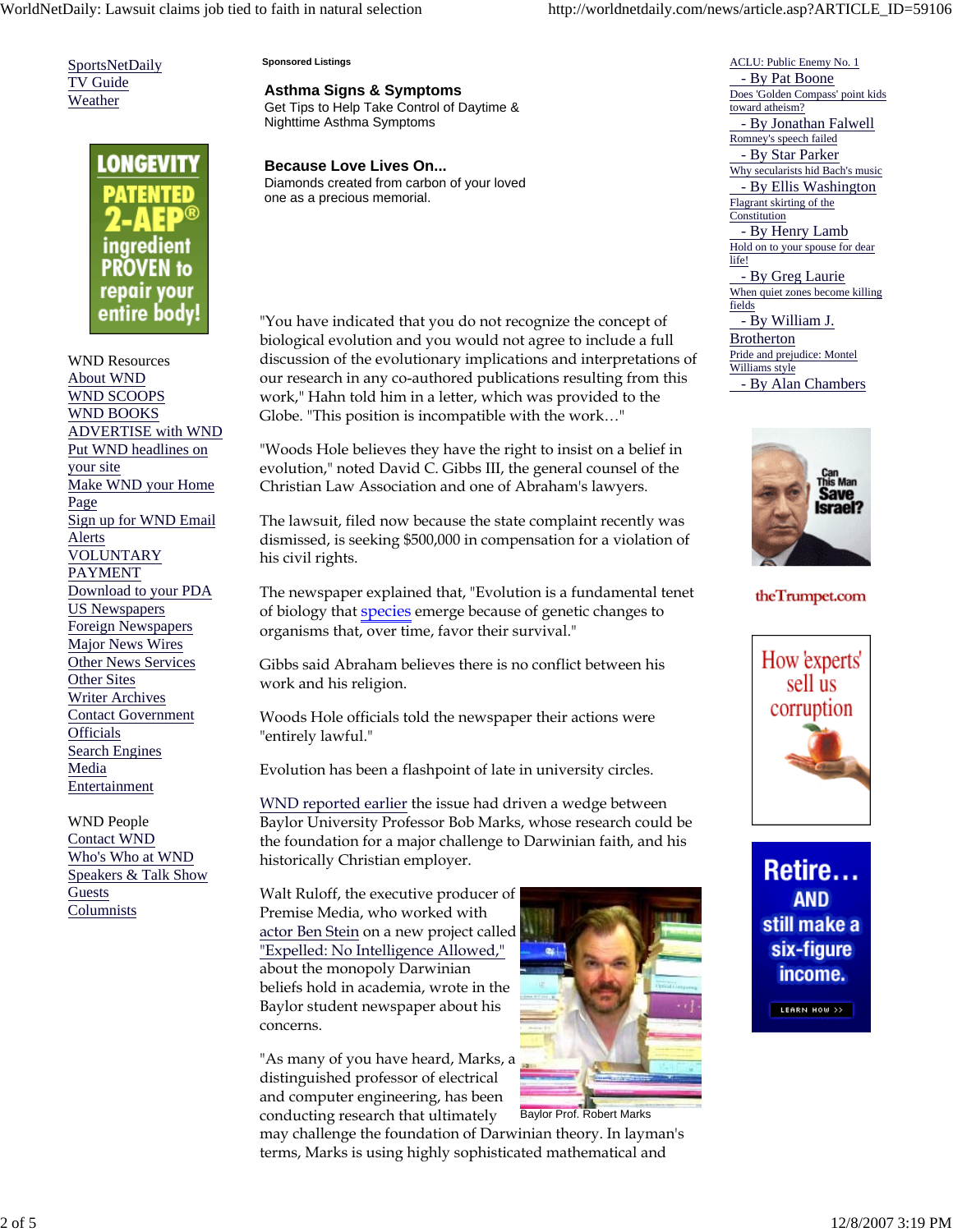SportsNetDaily
TV Guide
Weather

WND Resources
About WND
WND SCOOPS
WND BOOKS
ADVERTISE with WND
Put WND headlines on your site
Make WND your Home Page
Sign up for WND Email Alerts
VOLUNTARY PAYMENT
Download to your PDA
US Newspapers
Foreign Newspapers
Major News Wires
Other News Services
Other Sites
Writer Archives
Contact Government Officials
Search Engines
Media
Entertainment

WND People
Contact WND
Who's Who at WND
Speakers & Talk Show Guests
Columnists

Sponsored Listings

**Asthma Signs & Symptoms**
Get Tips to Help Take Control of Daytime & Nighttime Asthma Symptoms

**Because Love Lives On...**
Diamonds created from carbon of your loved one as a precious memorial.

"You have indicated that you do not recognize the concept of biological evolution and you would not agree to include a full discussion of the evolutionary implications and interpretations of our research in any co-authored publications resulting from this work," Hahn told him in a letter, which was provided to the Globe. "This position is incompatible with the work…"

"Woods Hole believes they have the right to insist on a belief in evolution," noted David C. Gibbs III, the general counsel of the Christian Law Association and one of Abraham's lawyers.

The lawsuit, filed now because the state complaint recently was dismissed, is seeking $500,000 in compensation for a violation of his civil rights.

The newspaper explained that, "Evolution is a fundamental tenet of biology that species emerge because of genetic changes to organisms that, over time, favor their survival."

Gibbs said Abraham believes there is no conflict between his work and his religion.

Woods Hole officials told the newspaper their actions were "entirely lawful."

Evolution has been a flashpoint of late in university circles.

WND reported earlier the issue had driven a wedge between Baylor University Professor Bob Marks, whose research could be the foundation for a major challenge to Darwinian faith, and his historically Christian employer.

Walt Ruloff, the executive producer of Premise Media, who worked with actor Ben Stein on a new project called "Expelled: No Intelligence Allowed," about the monopoly Darwinian beliefs hold in academia, wrote in the Baylor student newspaper about his concerns.

Baylor Prof. Robert Marks

"As many of you have heard, Marks, a distinguished professor of electrical and computer engineering, has been conducting research that ultimately may challenge the foundation of Darwinian theory. In layman's terms, Marks is using highly sophisticated mathematical and

ACLU: Public Enemy No. 1
- By Pat Boone
Does 'Golden Compass' point kids toward atheism?
- By Jonathan Falwell
Romney's speech failed
- By Star Parker
Why secularists hid Bach's music
- By Ellis Washington
Flagrant skirting of the Constitution
- By Henry Lamb
Hold on to your spouse for dear life!
- By Greg Laurie
When quiet zones become killing fields
- By William J. Brotherton
Pride and prejudice: Montel Williams style
- By Alan Chambers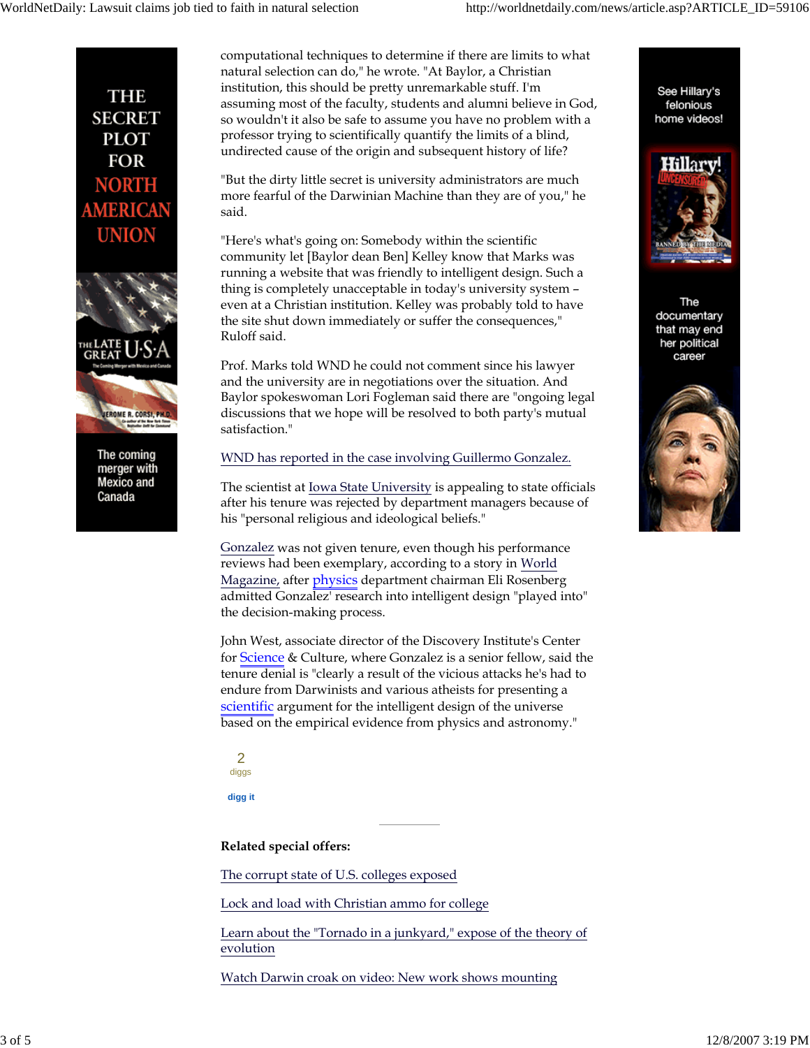computational techniques to determine if there are limits to what natural selection can do," he wrote. "At Baylor, a Christian institution, this should be pretty unremarkable stuff. I'm assuming most of the faculty, students and alumni believe in God, so wouldn't it also be safe to assume you have no problem with a professor trying to scientifically quantify the limits of a blind, undirected cause of the origin and subsequent history of life?

"But the dirty little secret is university administrators are much more fearful of the Darwinian Machine than they are of you," he said.

"Here's what's going on: Somebody within the scientific community let [Baylor dean Ben] Kelley know that Marks was running a website that was friendly to intelligent design. Such a thing is completely unacceptable in today's university system – even at a Christian institution. Kelley was probably told to have the site shut down immediately or suffer the consequences," Ruloff said.

Prof. Marks told WND he could not comment since his lawyer and the university are in negotiations over the situation. And Baylor spokeswoman Lori Fogleman said there are "ongoing legal discussions that we hope will be resolved to both party's mutual satisfaction."

WND has reported in the case involving Guillermo Gonzalez.

The scientist at Iowa State University is appealing to state officials after his tenure was rejected by department managers because of his "personal religious and ideological beliefs."

Gonzalez was not given tenure, even though his performance reviews had been exemplary, according to a story in World Magazine, after physics department chairman Eli Rosenberg admitted Gonzalez' research into intelligent design "played into" the decision-making process.

John West, associate director of the Discovery Institute's Center for Science & Culture, where Gonzalez is a senior fellow, said the tenure denial is "clearly a result of the vicious attacks he's had to endure from Darwinists and various atheists for presenting a scientific argument for the intelligent design of the universe based on the empirical evidence from physics and astronomy."

2
diggs

digg it

**Related special offers:**

The corrupt state of U.S. colleges exposed

Lock and load with Christian ammo for college

Learn about the "Tornado in a junkyard," expose of the theory of evolution

Watch Darwin croak on video: New work shows mounting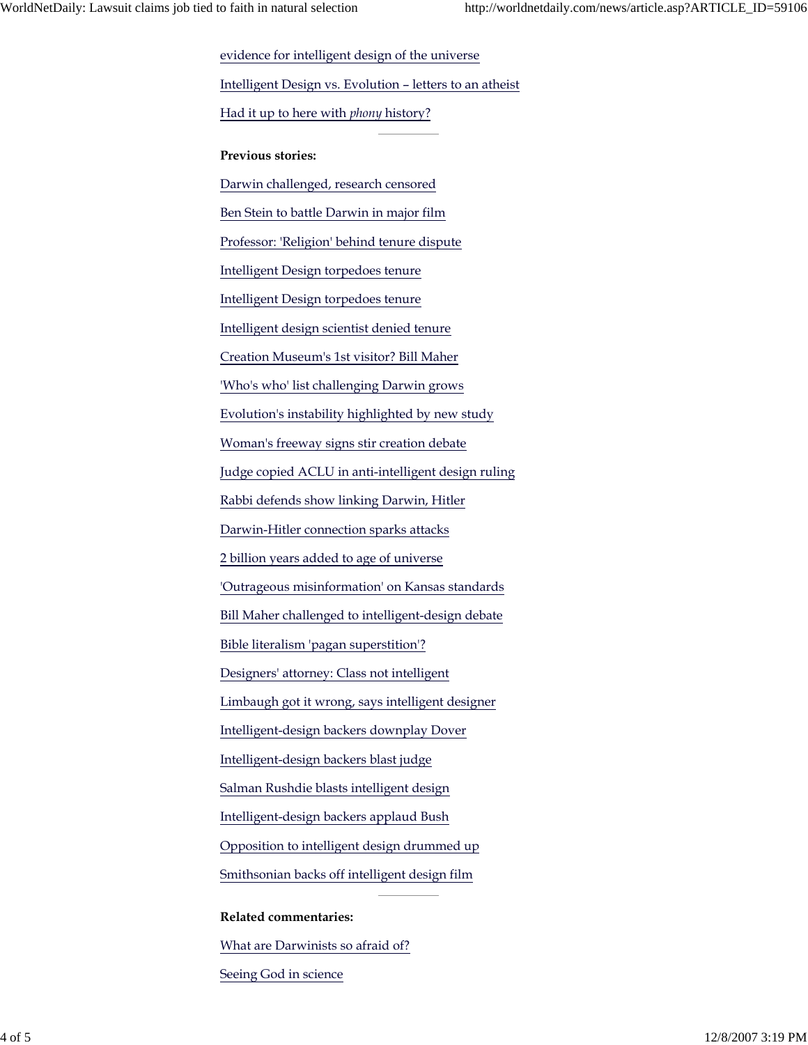evidence for intelligent design of the universe

Intelligent Design vs. Evolution – letters to an atheist

Had it up to here with *phony* history?

---

**Previous stories:**

Darwin challenged, research censored

Ben Stein to battle Darwin in major film

Professor: 'Religion' behind tenure dispute

Intelligent Design torpedoes tenure

Intelligent Design torpedoes tenure

Intelligent design scientist denied tenure

Creation Museum's 1st visitor? Bill Maher

'Who's who' list challenging Darwin grows

Evolution's instability highlighted by new study

Woman's freeway signs stir creation debate

Judge copied ACLU in anti-intelligent design ruling

Rabbi defends show linking Darwin, Hitler

Darwin-Hitler connection sparks attacks

2 billion years added to age of universe

'Outrageous misinformation' on Kansas standards

Bill Maher challenged to intelligent-design debate

Bible literalism 'pagan superstition'?

Designers' attorney: Class not intelligent

Limbaugh got it wrong, says intelligent designer

Intelligent-design backers downplay Dover

Intelligent-design backers blast judge

Salman Rushdie blasts intelligent design

Intelligent-design backers applaud Bush

Opposition to intelligent design drummed up

Smithsonian backs off intelligent design film

---

**Related commentaries:**

What are Darwinists so afraid of?

Seeing God in science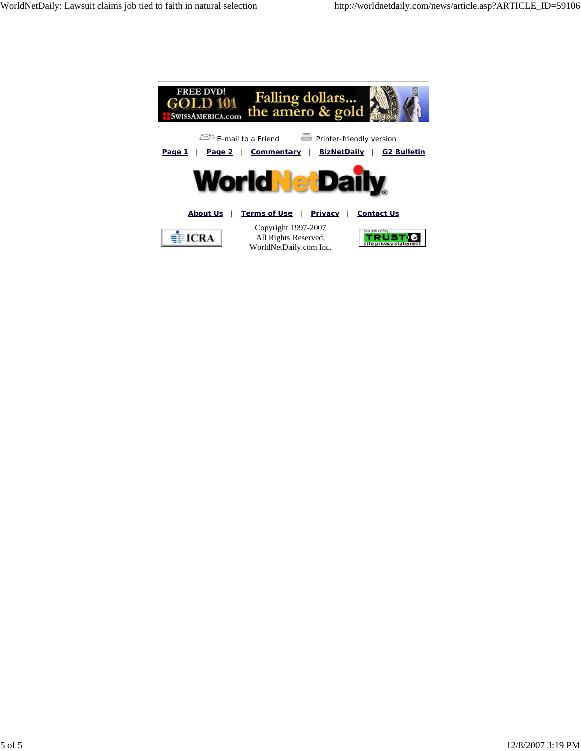FREE DVD! GOLD 101 SWISSAMERICA.com Falling dollars... the amero & gold

E-mail to a Friend Printer-friendly version

Page 1 | Page 2 | Commentary | BizNetDaily | G2 Bulletin

WorldNetDaily®

About Us | Terms of Use | Privacy | Contact Us

ICRA

Copyright 1997-2007
All Rights Reserved.
WorldNetDaily.com Inc.

reviewed by TRUSTe site privacy statement